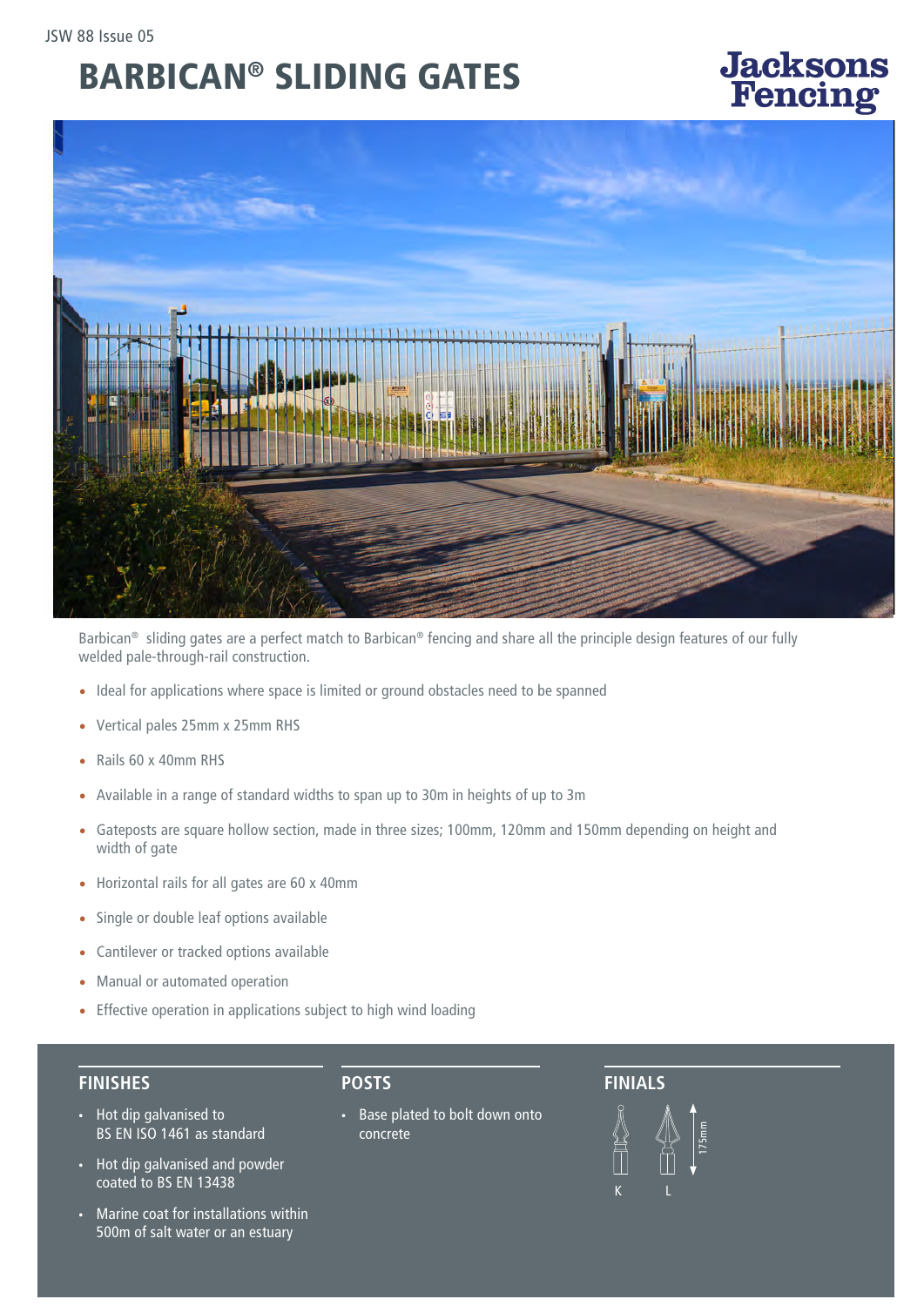JSW 88 Issue 05

# BARBICAN® SLIDING GATES

Jacksons Fencing

Barbican® sliding gates are a perfect match to Barbican® fencing and share all the principle design features of our fully welded pale-through-rail construction.

- Ideal for applications where space is limited or ground obstacles need to be spanned
- Vertical pales 25mm x 25mm RHS
- Rails 60 x 40mm RHS
- Available in a range of standard widths to span up to 30m in heights of up to 3m
- Gateposts are square hollow section, made in three sizes; 100mm, 120mm and 150mm depending on height and width of gate
- Horizontal rails for all gates are 60 x 40mm
- Single or double leaf options available
- Cantilever or tracked options available
- Manual or automated operation
- Effective operation in applications subject to high wind loading

## FINISHES

- Hot dip galvanised to BS EN ISO 1461 as standard
- Hot dip galvanised and powder coated to BS EN 13438
- Marine coat for installations within 500m of salt water or an estuary

## POSTS

- Base plated to bolt down onto concrete

## FINIALS

175mm

K

L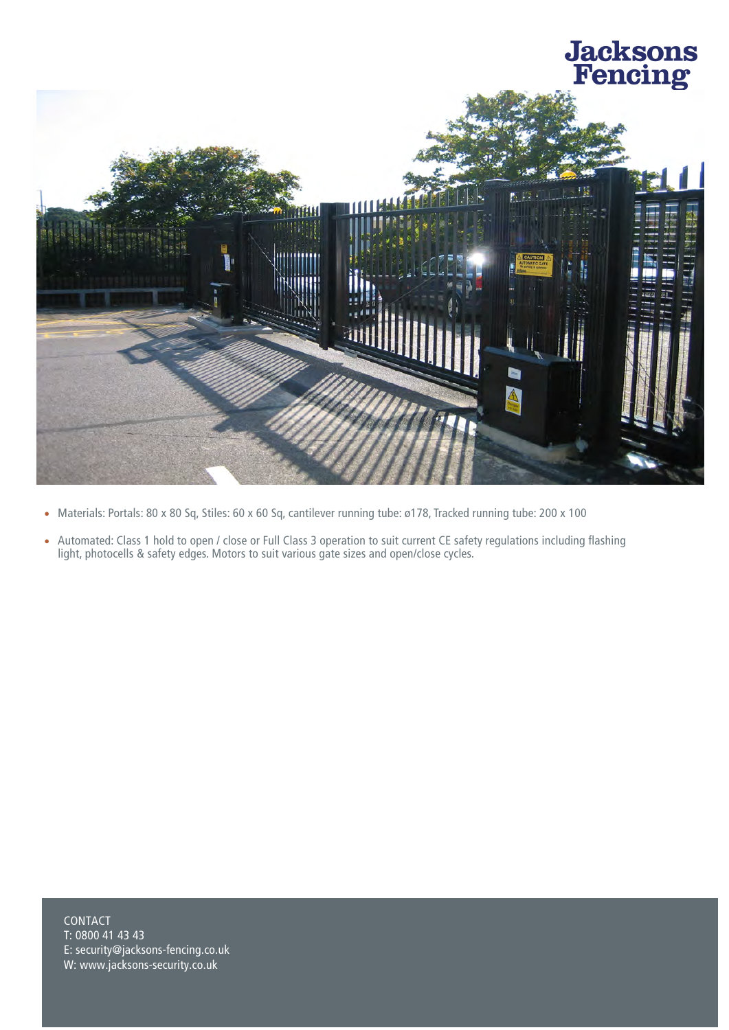- Materials: Portals: 80 x 80 Sq, Stiles: 60 x 60 Sq, cantilever running tube: ø178, Tracked running tube: 200 x 100
- Automated: Class 1 hold to open / close or Full Class 3 operation to suit current CE safety regulations including flashing light, photocells & safety edges. Motors to suit various gate sizes and open/close cycles.

CONTACT
T: 0800 41 43 43
E: security@jacksons-fencing.co.uk
W: www.jacksons-security.co.uk